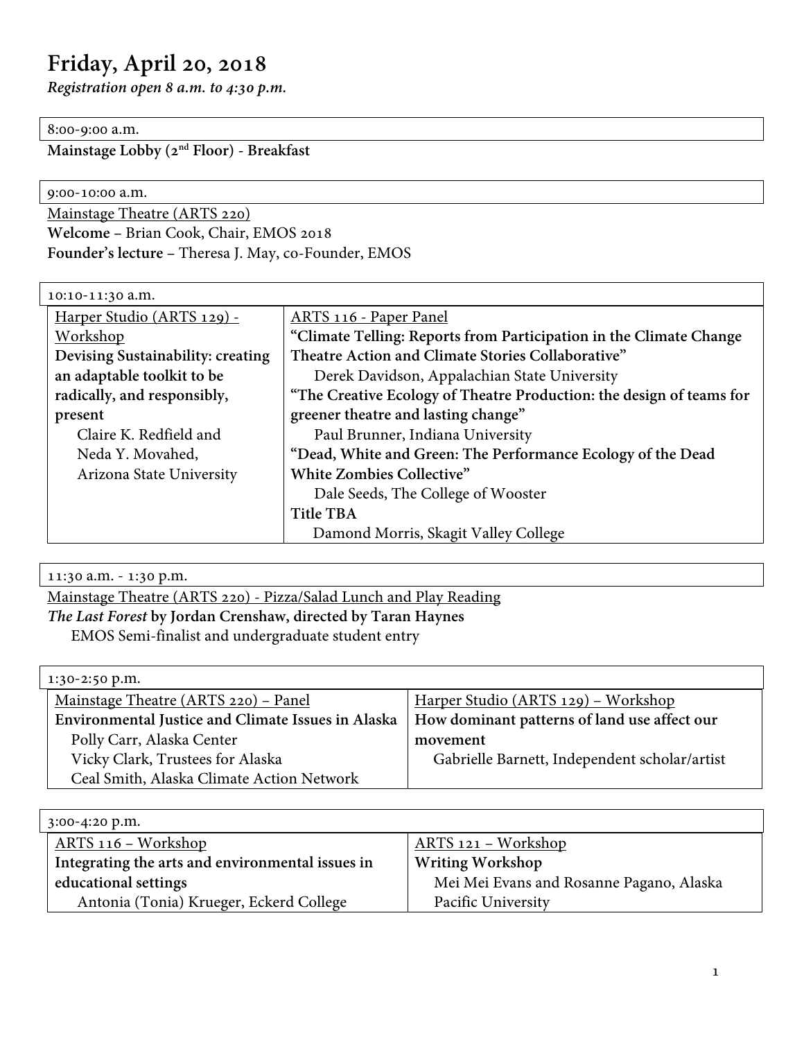# Friday, April 20, 2018

*Registration open 8 a.m. to 4:30 p.m.*

**8:00-9:00 a.m.**

**Mainstage Lobby (2nd Floor) - Breakfast**

**9:00-10:00 a.m.**

Mainstage Theatre (ARTS 220)

**Welcome** – Brian Cook, Chair, EMOS 2018

**Founder's lecture** – Theresa J. May, co-Founder, EMOS

**10:10-11:30 a.m.**

| Harper Studio (ARTS 129) - Workshop | ARTS 116 - Paper Panel |
|---|---|
| **Devising Sustainability: creating an adaptable toolkit to be radically, and responsibly, present**<br>Claire K. Redfield and Neda Y. Movahed, Arizona State University | **"Climate Telling: Reports from Participation in the Climate Change Theatre Action and Climate Stories Collaborative"**<br>Derek Davidson, Appalachian State University<br>**"The Creative Ecology of Theatre Production: the design of teams for greener theatre and lasting change"**<br>Paul Brunner, Indiana University<br>**"Dead, White and Green: The Performance Ecology of the Dead White Zombies Collective"**<br>Dale Seeds, The College of Wooster<br>**Title TBA**<br>Damond Morris, Skagit Valley College |

**11:30 a.m. - 1:30 p.m.**

Mainstage Theatre (ARTS 220) - Pizza/Salad Lunch and Play Reading

***The Last Forest*** **by Jordan Crenshaw, directed by Taran Haynes**

EMOS Semi-finalist and undergraduate student entry

**1:30-2:50 p.m.**

| Mainstage Theatre (ARTS 220) – Panel | Harper Studio (ARTS 129) – Workshop |
|---|---|
| **Environmental Justice and Climate Issues in Alaska**<br>Polly Carr, Alaska Center<br>Vicky Clark, Trustees for Alaska<br>Ceal Smith, Alaska Climate Action Network | **How dominant patterns of land use affect our movement**<br>Gabrielle Barnett, Independent scholar/artist |

**3:00-4:20 p.m.**

| ARTS 116 – Workshop | ARTS 121 – Workshop |
|---|---|
| **Integrating the arts and environmental issues in educational settings**<br>Antonia (Tonia) Krueger, Eckerd College | **Writing Workshop**<br>Mei Mei Evans and Rosanne Pagano, Alaska Pacific University |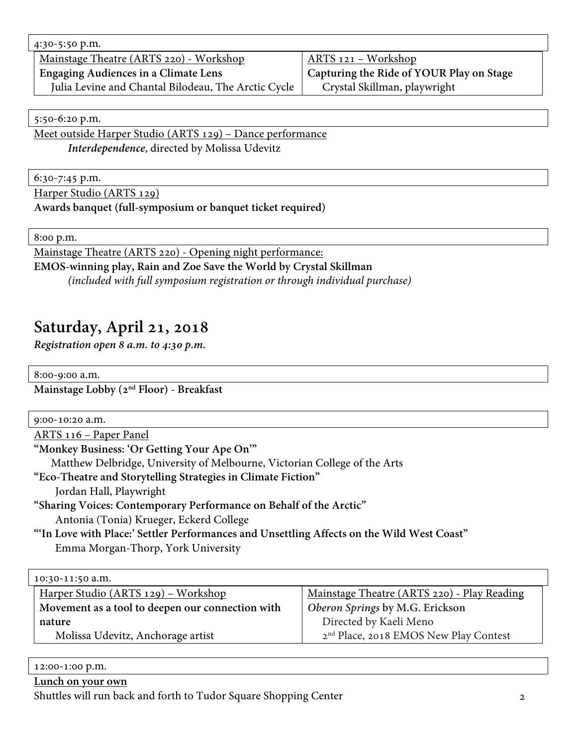4:30-5:50 p.m.

Mainstage Theatre (ARTS 220) - Workshop
**Engaging Audiences in a Climate Lens**
Julia Levine and Chantal Bilodeau, The Arctic Cycle

ARTS 121 – Workshop
**Capturing the Ride of YOUR Play on Stage**
Crystal Skillman, playwright

5:50-6:20 p.m.

Meet outside Harper Studio (ARTS 129) – Dance performance
***Interdependence***, directed by Molissa Udevitz

6:30-7:45 p.m.

Harper Studio (ARTS 129)
**Awards banquet (full-symposium or banquet ticket required)**

8:00 p.m.

Mainstage Theatre (ARTS 220) - Opening night performance:
**EMOS-winning play, Rain and Zoe Save the World by Crystal Skillman**
*(included with full symposium registration or through individual purchase)*

## Saturday, April 21, 2018

***Registration open 8 a.m. to 4:30 p.m.***

8:00-9:00 a.m.

**Mainstage Lobby (2nd Floor) - Breakfast**

9:00-10:20 a.m.

ARTS 116 – Paper Panel

**"Monkey Business: 'Or Getting Your Ape On'"**
Matthew Delbridge, University of Melbourne, Victorian College of the Arts

**"Eco-Theatre and Storytelling Strategies in Climate Fiction"**
Jordan Hall, Playwright

**"Sharing Voices: Contemporary Performance on Behalf of the Arctic"**
Antonia (Tonia) Krueger, Eckerd College

**"'In Love with Place:' Settler Performances and Unsettling Affects on the Wild West Coast"**
Emma Morgan-Thorp, York University

10:30-11:50 a.m.

Harper Studio (ARTS 129) – Workshop
**Movement as a tool to deepen our connection with nature**
Molissa Udevitz, Anchorage artist

Mainstage Theatre (ARTS 220) - Play Reading
***Oberon Springs* by M.G. Erickson**
Directed by Kaeli Meno
2nd Place, 2018 EMOS New Play Contest

12:00-1:00 p.m.

**Lunch on your own**
Shuttles will run back and forth to Tudor Square Shopping Center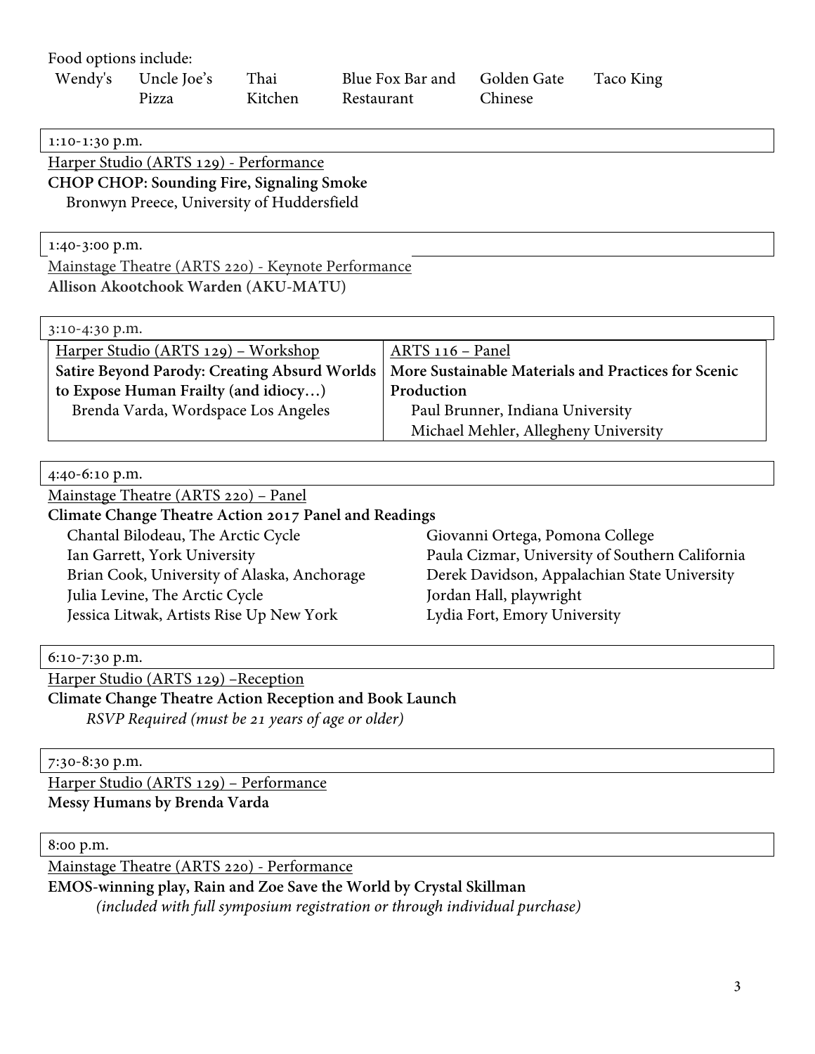Food options include:

| Wendy's | Uncle Joe's Pizza | Thai Kitchen | Blue Fox Bar and Restaurant | Golden Gate Chinese | Taco King |
|---|---|---|---|---|---|

1:10-1:30 p.m.

Harper Studio (ARTS 129) - Performance
**CHOP CHOP: Sounding Fire, Signaling Smoke**
Bronwyn Preece, University of Huddersfield

1:40-3:00 p.m.

Mainstage Theatre (ARTS 220) - Keynote Performance
**Allison Akootchook Warden (AKU-MATU)**

3:10-4:30 p.m.

| Harper Studio (ARTS 129) – Workshop | ARTS 116 – Panel |
|---|---|
| **Satire Beyond Parody: Creating Absurd Worlds to Expose Human Frailty (and idiocy…)** | **More Sustainable Materials and Practices for Scenic Production** |
| Brenda Varda, Wordspace Los Angeles | Paul Brunner, Indiana University<br>Michael Mehler, Allegheny University |

4:40-6:10 p.m.

Mainstage Theatre (ARTS 220) – Panel
**Climate Change Theatre Action 2017 Panel and Readings**

- Chantal Bilodeau, The Arctic Cycle
- Ian Garrett, York University
- Brian Cook, University of Alaska, Anchorage
- Julia Levine, The Arctic Cycle
- Jessica Litwak, Artists Rise Up New York
- Giovanni Ortega, Pomona College
- Paula Cizmar, University of Southern California
- Derek Davidson, Appalachian State University
- Jordan Hall, playwright
- Lydia Fort, Emory University

6:10-7:30 p.m.

Harper Studio (ARTS 129) –Reception
**Climate Change Theatre Action Reception and Book Launch**
*RSVP Required (must be 21 years of age or older)*

7:30-8:30 p.m.

Harper Studio (ARTS 129) – Performance
**Messy Humans by Brenda Varda**

8:00 p.m.

Mainstage Theatre (ARTS 220) - Performance
**EMOS-winning play, Rain and Zoe Save the World by Crystal Skillman**
*(included with full symposium registration or through individual purchase)*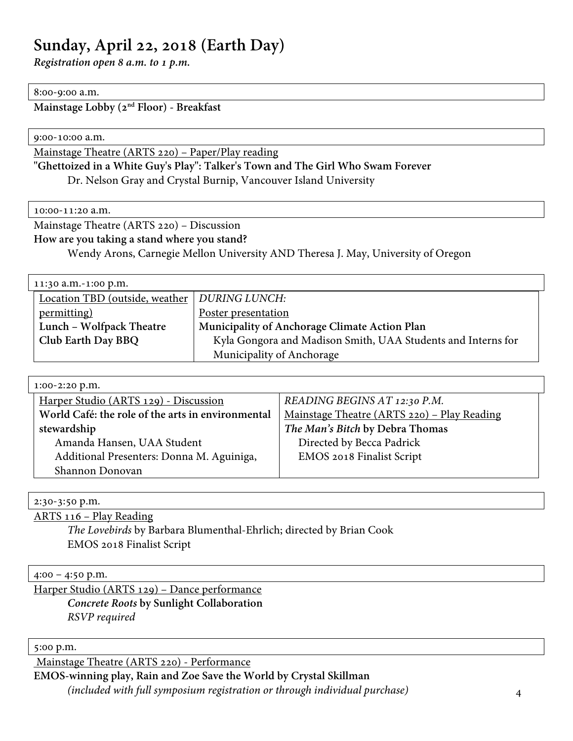# Sunday, April 22, 2018 (Earth Day)

*Registration open 8 a.m. to 1 p.m.*

8:00-9:00 a.m.

**Mainstage Lobby (2nd Floor) - Breakfast**

9:00-10:00 a.m.

Mainstage Theatre (ARTS 220) – Paper/Play reading

**"Ghettoized in a White Guy's Play": Talker's Town and The Girl Who Swam Forever**

Dr. Nelson Gray and Crystal Burnip, Vancouver Island University

10:00-11:20 a.m.

Mainstage Theatre (ARTS 220) – Discussion

**How are you taking a stand where you stand?**

Wendy Arons, Carnegie Mellon University AND Theresa J. May, University of Oregon

11:30 a.m.-1:00 p.m.

| | |
|---|---|
| Location TBD (outside, weather permitting)<br>**Lunch – Wolfpack Theatre Club Earth Day BBQ** | *DURING LUNCH:*<br>Poster presentation<br>**Municipality of Anchorage Climate Action Plan**<br>Kyla Gongora and Madison Smith, UAA Students and Interns for Municipality of Anchorage |

1:00-2:20 p.m.

| | |
|---|---|
| Harper Studio (ARTS 129) - Discussion<br>**World Café: the role of the arts in environmental stewardship**<br>Amanda Hansen, UAA Student<br>Additional Presenters: Donna M. Aguiniga, Shannon Donovan | *READING BEGINS AT 12:30 P.M.*<br>Mainstage Theatre (ARTS 220) – Play Reading<br>***The Man's Bitch* by Debra Thomas**<br>Directed by Becca Padrick<br>EMOS 2018 Finalist Script |

2:30-3:50 p.m.

ARTS 116 – Play Reading

*The Lovebirds* by Barbara Blumenthal-Ehrlich; directed by Brian Cook

EMOS 2018 Finalist Script

4:00 – 4:50 p.m.

Harper Studio (ARTS 129) – Dance performance

***Concrete Roots* by Sunlight Collaboration**

*RSVP required*

5:00 p.m.

Mainstage Theatre (ARTS 220) - Performance

**EMOS-winning play, Rain and Zoe Save the World by Crystal Skillman**

*(included with full symposium registration or through individual purchase)*